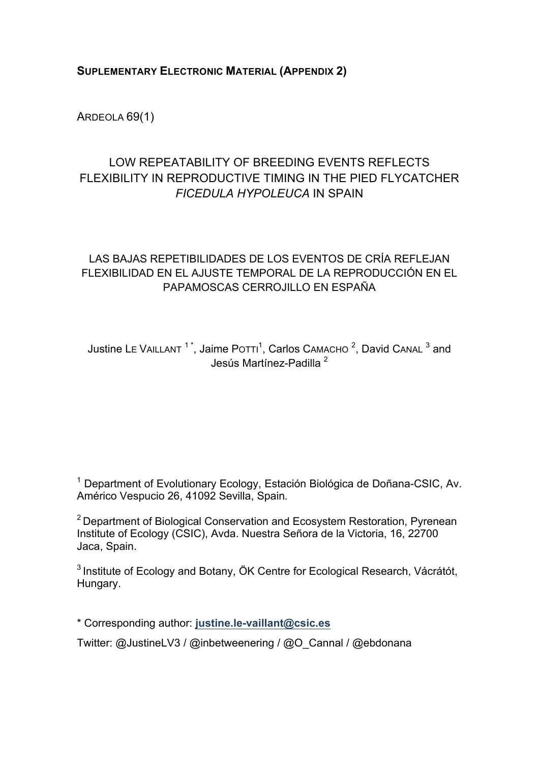**SUPLEMENTARY ELECTRONIC MATERIAL (APPENDIX 2)**

ARDEOLA 69(1)

# LOW REPEATABILITY OF BREEDING EVENTS REFLECTS FLEXIBILITY IN REPRODUCTIVE TIMING IN THE PIED FLYCATCHER *FICEDULA HYPOLEUCA* IN SPAIN

## LAS BAJAS REPETIBILIDADES DE LOS EVENTOS DE CRÍA REFLEJAN FLEXIBILIDAD EN EL AJUSTE TEMPORAL DE LA REPRODUCCIÓN EN EL PAPAMOSCAS CERROJILLO EN ESPAÑA

Justine LE VAILLANT [1*], Jaime POTTI[1], Carlos CAMACHO [2], David CANAL [3] and Jesús Martínez-Padilla [2]

[1] Department of Evolutionary Ecology, Estación Biológica de Doñana-CSIC, Av. Américo Vespucio 26, 41092 Sevilla, Spain.

[2] Department of Biological Conservation and Ecosystem Restoration, Pyrenean Institute of Ecology (CSIC), Avda. Nuestra Señora de la Victoria, 16, 22700 Jaca, Spain.

[3] Institute of Ecology and Botany, ÖK Centre for Ecological Research, Vácrátót, Hungary.

\* Corresponding author: **justine.le-vaillant@csic.es**

Twitter: @JustineLV3 / @inbetweenering / @O_Cannal / @ebdonana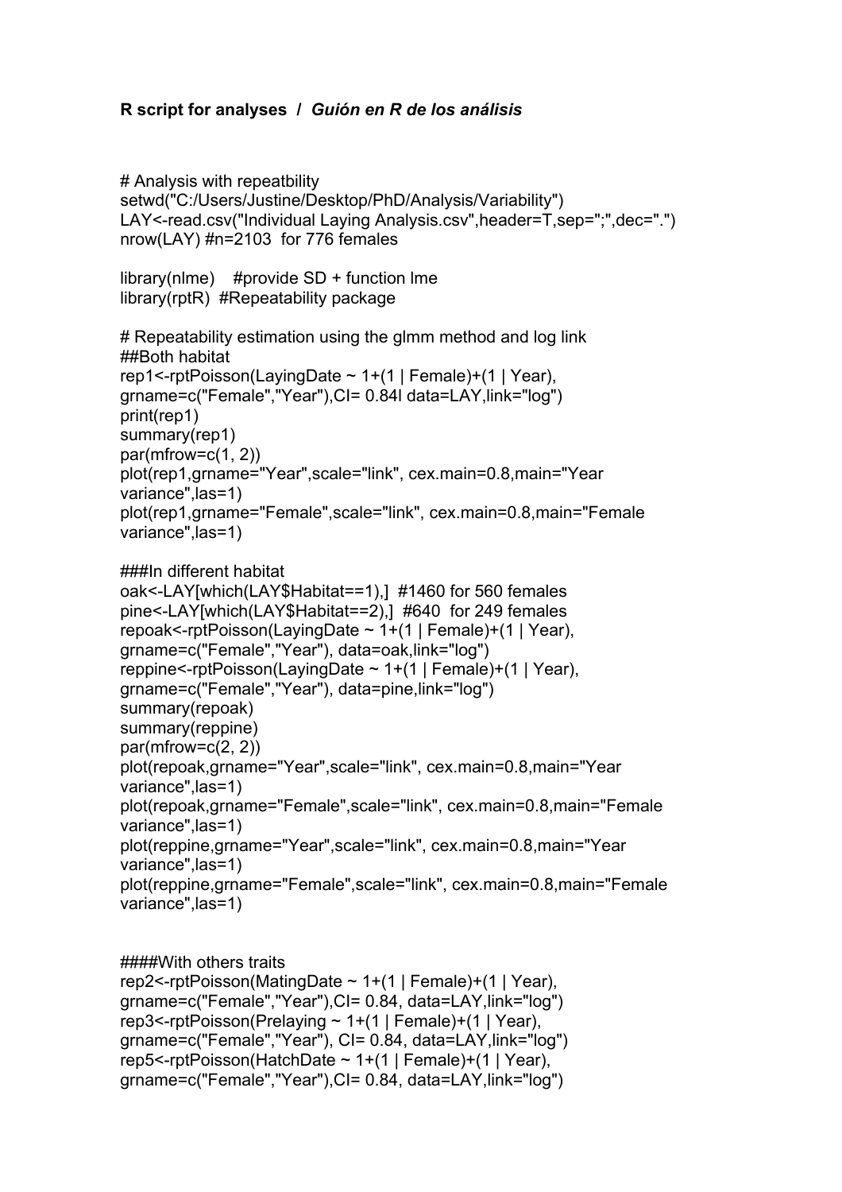**R script for analyses / *Guión en R de los análisis***

```
# Analysis with repeatbility
setwd("C:/Users/Justine/Desktop/PhD/Analysis/Variability")
LAY<-read.csv("Individual Laying Analysis.csv",header=T,sep=";",dec=".")
nrow(LAY) #n=2103  for 776 females

library(nlme)    #provide SD + function lme
library(rptR)  #Repeatability package

# Repeatability estimation using the glmm method and log link
##Both habitat
rep1<-rptPoisson(LayingDate ~ 1+(1 | Female)+(1 | Year),
grname=c("Female","Year"),CI= 0.84l data=LAY,link="log")
print(rep1)
summary(rep1)
par(mfrow=c(1, 2))
plot(rep1,grname="Year",scale="link", cex.main=0.8,main="Year
variance",las=1)
plot(rep1,grname="Female",scale="link", cex.main=0.8,main="Female
variance",las=1)

###In different habitat
oak<-LAY[which(LAY$Habitat==1),]  #1460 for 560 females
pine<-LAY[which(LAY$Habitat==2),]  #640  for 249 females
repoak<-rptPoisson(LayingDate ~ 1+(1 | Female)+(1 | Year),
grname=c("Female","Year"), data=oak,link="log")
reppine<-rptPoisson(LayingDate ~ 1+(1 | Female)+(1 | Year),
grname=c("Female","Year"), data=pine,link="log")
summary(repoak)
summary(reppine)
par(mfrow=c(2, 2))
plot(repoak,grname="Year",scale="link", cex.main=0.8,main="Year
variance",las=1)
plot(repoak,grname="Female",scale="link", cex.main=0.8,main="Female
variance",las=1)
plot(reppine,grname="Year",scale="link", cex.main=0.8,main="Year
variance",las=1)
plot(reppine,grname="Female",scale="link", cex.main=0.8,main="Female
variance",las=1)


####With others traits
rep2<-rptPoisson(MatingDate ~ 1+(1 | Female)+(1 | Year),
grname=c("Female","Year"),CI= 0.84, data=LAY,link="log")
rep3<-rptPoisson(Prelaying ~ 1+(1 | Female)+(1 | Year),
grname=c("Female","Year"), CI= 0.84, data=LAY,link="log")
rep5<-rptPoisson(HatchDate ~ 1+(1 | Female)+(1 | Year),
grname=c("Female","Year"),CI= 0.84, data=LAY,link="log")
```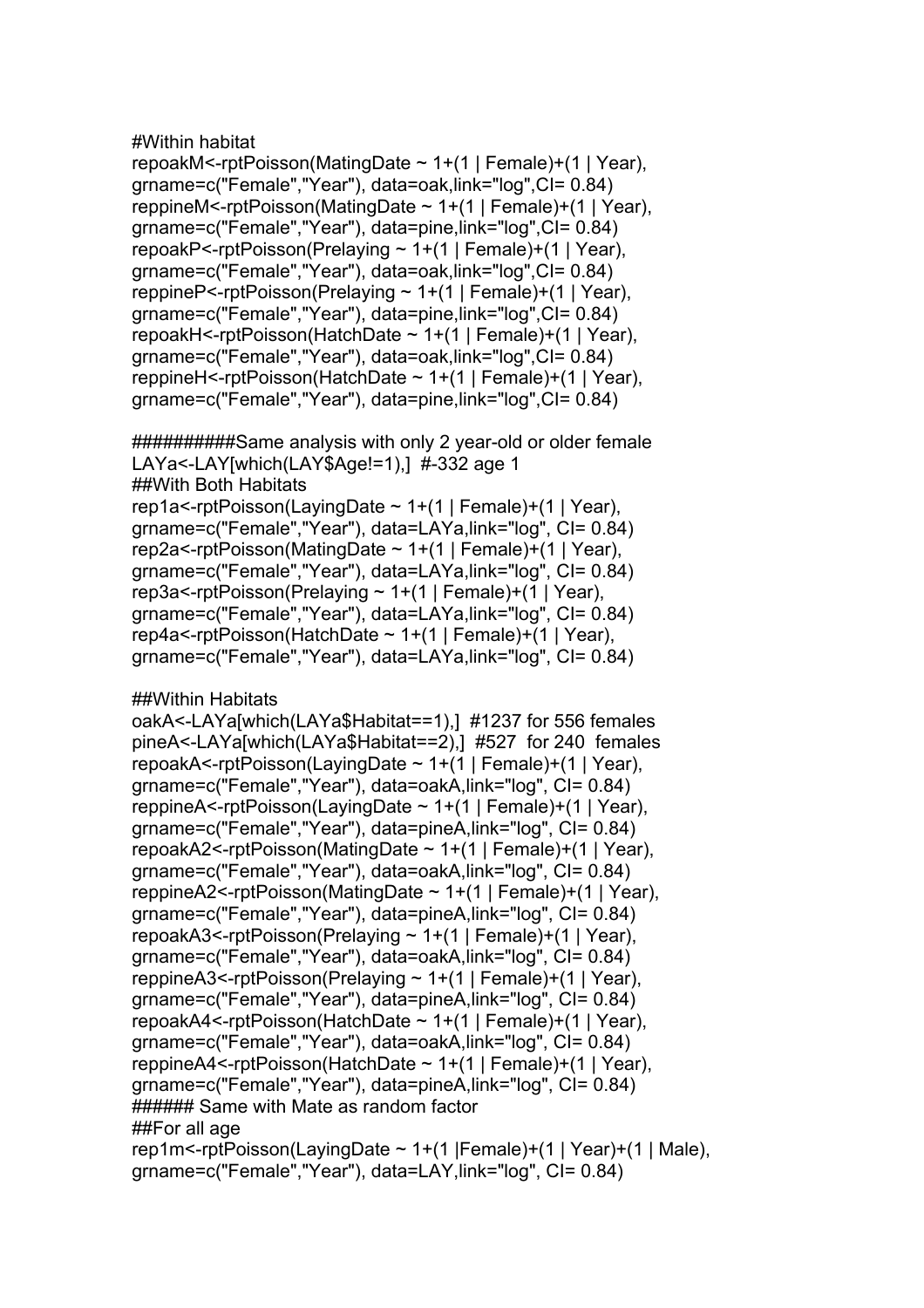```
#Within habitat
repoakM<-rptPoisson(MatingDate ~ 1+(1 | Female)+(1 | Year),
grname=c("Female","Year"), data=oak,link="log",CI= 0.84)
reppineM<-rptPoisson(MatingDate ~ 1+(1 | Female)+(1 | Year),
grname=c("Female","Year"), data=pine,link="log",CI= 0.84)
repoakP<-rptPoisson(Prelaying ~ 1+(1 | Female)+(1 | Year),
grname=c("Female","Year"), data=oak,link="log",CI= 0.84)
reppineP<-rptPoisson(Prelaying ~ 1+(1 | Female)+(1 | Year),
grname=c("Female","Year"), data=pine,link="log",CI= 0.84)
repoakH<-rptPoisson(HatchDate ~ 1+(1 | Female)+(1 | Year),
grname=c("Female","Year"), data=oak,link="log",CI= 0.84)
reppineH<-rptPoisson(HatchDate ~ 1+(1 | Female)+(1 | Year),
grname=c("Female","Year"), data=pine,link="log",CI= 0.84)

##########Same analysis with only 2 year-old or older female
LAYa<-LAY[which(LAY$Age!=1),]  #-332 age 1
##With Both Habitats
rep1a<-rptPoisson(LayingDate ~ 1+(1 | Female)+(1 | Year),
grname=c("Female","Year"), data=LAYa,link="log", CI= 0.84)
rep2a<-rptPoisson(MatingDate ~ 1+(1 | Female)+(1 | Year),
grname=c("Female","Year"), data=LAYa,link="log", CI= 0.84)
rep3a<-rptPoisson(Prelaying ~ 1+(1 | Female)+(1 | Year),
grname=c("Female","Year"), data=LAYa,link="log", CI= 0.84)
rep4a<-rptPoisson(HatchDate ~ 1+(1 | Female)+(1 | Year),
grname=c("Female","Year"), data=LAYa,link="log", CI= 0.84)

##Within Habitats
oakA<-LAYa[which(LAYa$Habitat==1),]  #1237 for 556 females
pineA<-LAYa[which(LAYa$Habitat==2),]  #527  for 240  females
repoakA<-rptPoisson(LayingDate ~ 1+(1 | Female)+(1 | Year),
grname=c("Female","Year"), data=oakA,link="log", CI= 0.84)
reppineA<-rptPoisson(LayingDate ~ 1+(1 | Female)+(1 | Year),
grname=c("Female","Year"), data=pineA,link="log", CI= 0.84)
repoakA2<-rptPoisson(MatingDate ~ 1+(1 | Female)+(1 | Year),
grname=c("Female","Year"), data=oakA,link="log", CI= 0.84)
reppineA2<-rptPoisson(MatingDate ~ 1+(1 | Female)+(1 | Year),
grname=c("Female","Year"), data=pineA,link="log", CI= 0.84)
repoakA3<-rptPoisson(Prelaying ~ 1+(1 | Female)+(1 | Year),
grname=c("Female","Year"), data=oakA,link="log", CI= 0.84)
reppineA3<-rptPoisson(Prelaying ~ 1+(1 | Female)+(1 | Year),
grname=c("Female","Year"), data=pineA,link="log", CI= 0.84)
repoakA4<-rptPoisson(HatchDate ~ 1+(1 | Female)+(1 | Year),
grname=c("Female","Year"), data=oakA,link="log", CI= 0.84)
reppineA4<-rptPoisson(HatchDate ~ 1+(1 | Female)+(1 | Year),
grname=c("Female","Year"), data=pineA,link="log", CI= 0.84)
###### Same with Mate as random factor
##For all age
rep1m<-rptPoisson(LayingDate ~ 1+(1 |Female)+(1 | Year)+(1 | Male),
grname=c("Female","Year"), data=LAY,link="log", CI= 0.84)
```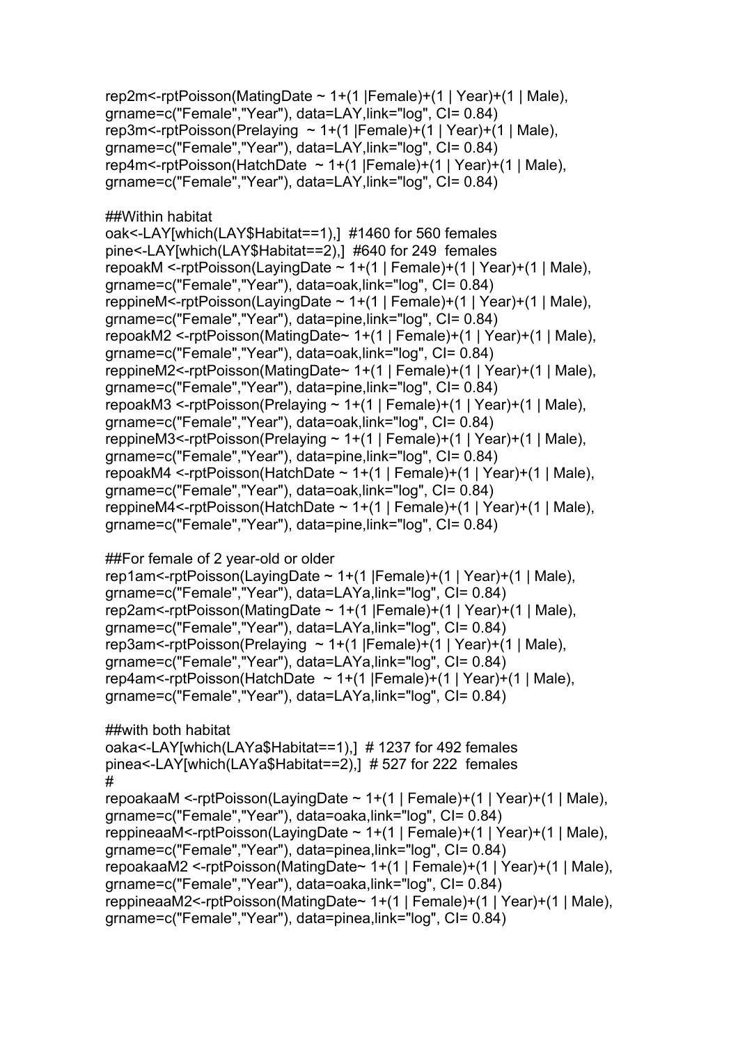```
rep2m<-rptPoisson(MatingDate ~ 1+(1 |Female)+(1 | Year)+(1 | Male),
grname=c("Female","Year"), data=LAY,link="log", CI= 0.84)
rep3m<-rptPoisson(Prelaying  ~ 1+(1 |Female)+(1 | Year)+(1 | Male),
grname=c("Female","Year"), data=LAY,link="log", CI= 0.84)
rep4m<-rptPoisson(HatchDate  ~ 1+(1 |Female)+(1 | Year)+(1 | Male),
grname=c("Female","Year"), data=LAY,link="log", CI= 0.84)

##Within habitat
oak<-LAY[which(LAY$Habitat==1),]  #1460 for 560 females
pine<-LAY[which(LAY$Habitat==2),]  #640 for 249  females
repoakM <-rptPoisson(LayingDate ~ 1+(1 | Female)+(1 | Year)+(1 | Male),
grname=c("Female","Year"), data=oak,link="log", CI= 0.84)
reppineM<-rptPoisson(LayingDate ~ 1+(1 | Female)+(1 | Year)+(1 | Male),
grname=c("Female","Year"), data=pine,link="log", CI= 0.84)
repoakM2 <-rptPoisson(MatingDate~ 1+(1 | Female)+(1 | Year)+(1 | Male),
grname=c("Female","Year"), data=oak,link="log", CI= 0.84)
reppineM2<-rptPoisson(MatingDate~ 1+(1 | Female)+(1 | Year)+(1 | Male),
grname=c("Female","Year"), data=pine,link="log", CI= 0.84)
repoakM3 <-rptPoisson(Prelaying ~ 1+(1 | Female)+(1 | Year)+(1 | Male),
grname=c("Female","Year"), data=oak,link="log", CI= 0.84)
reppineM3<-rptPoisson(Prelaying ~ 1+(1 | Female)+(1 | Year)+(1 | Male),
grname=c("Female","Year"), data=pine,link="log", CI= 0.84)
repoakM4 <-rptPoisson(HatchDate ~ 1+(1 | Female)+(1 | Year)+(1 | Male),
grname=c("Female","Year"), data=oak,link="log", CI= 0.84)
reppineM4<-rptPoisson(HatchDate ~ 1+(1 | Female)+(1 | Year)+(1 | Male),
grname=c("Female","Year"), data=pine,link="log", CI= 0.84)

##For female of 2 year-old or older
rep1am<-rptPoisson(LayingDate ~ 1+(1 |Female)+(1 | Year)+(1 | Male),
grname=c("Female","Year"), data=LAYa,link="log", CI= 0.84)
rep2am<-rptPoisson(MatingDate ~ 1+(1 |Female)+(1 | Year)+(1 | Male),
grname=c("Female","Year"), data=LAYa,link="log", CI= 0.84)
rep3am<-rptPoisson(Prelaying  ~ 1+(1 |Female)+(1 | Year)+(1 | Male),
grname=c("Female","Year"), data=LAYa,link="log", CI= 0.84)
rep4am<-rptPoisson(HatchDate  ~ 1+(1 |Female)+(1 | Year)+(1 | Male),
grname=c("Female","Year"), data=LAYa,link="log", CI= 0.84)

##with both habitat
oaka<-LAY[which(LAYa$Habitat==1),]  # 1237 for 492 females
pinea<-LAY[which(LAYa$Habitat==2),]  # 527 for 222  females
#
repoakaaM <-rptPoisson(LayingDate ~ 1+(1 | Female)+(1 | Year)+(1 | Male),
grname=c("Female","Year"), data=oaka,link="log", CI= 0.84)
reppineaaM<-rptPoisson(LayingDate ~ 1+(1 | Female)+(1 | Year)+(1 | Male),
grname=c("Female","Year"), data=pinea,link="log", CI= 0.84)
repoakaaM2 <-rptPoisson(MatingDate~ 1+(1 | Female)+(1 | Year)+(1 | Male),
grname=c("Female","Year"), data=oaka,link="log", CI= 0.84)
reppineaaM2<-rptPoisson(MatingDate~ 1+(1 | Female)+(1 | Year)+(1 | Male),
grname=c("Female","Year"), data=pinea,link="log", CI= 0.84)
```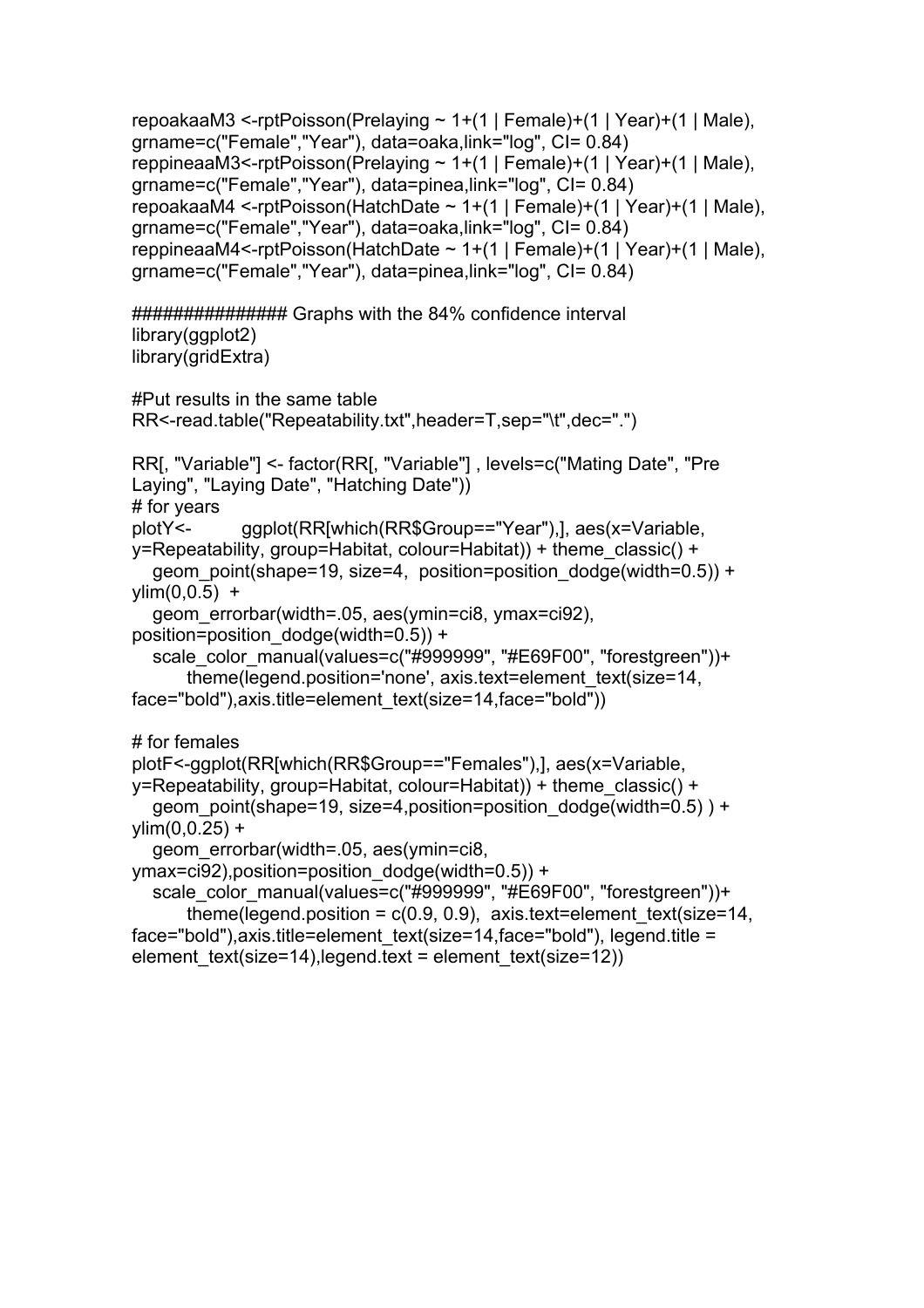```
repoakaaM3 <-rptPoisson(Prelaying ~ 1+(1 | Female)+(1 | Year)+(1 | Male),
grname=c("Female","Year"), data=oaka,link="log", CI= 0.84)
reppineaaM3<-rptPoisson(Prelaying ~ 1+(1 | Female)+(1 | Year)+(1 | Male),
grname=c("Female","Year"), data=pinea,link="log", CI= 0.84)
repoakaaM4 <-rptPoisson(HatchDate ~ 1+(1 | Female)+(1 | Year)+(1 | Male),
grname=c("Female","Year"), data=oaka,link="log", CI= 0.84)
reppineaaM4<-rptPoisson(HatchDate ~ 1+(1 | Female)+(1 | Year)+(1 | Male),
grname=c("Female","Year"), data=pinea,link="log", CI= 0.84)

############### Graphs with the 84% confidence interval
library(ggplot2)
library(gridExtra)

#Put results in the same table
RR<-read.table("Repeatability.txt",header=T,sep="\t",dec=".")

RR[, "Variable"] <- factor(RR[, "Variable"] , levels=c("Mating Date", "Pre
Laying", "Laying Date", "Hatching Date"))
# for years
plotY<-        ggplot(RR[which(RR$Group=="Year"),], aes(x=Variable,
y=Repeatability, group=Habitat, colour=Habitat)) + theme_classic() +
   geom_point(shape=19, size=4,  position=position_dodge(width=0.5)) +
ylim(0,0.5)  +
   geom_errorbar(width=.05, aes(ymin=ci8, ymax=ci92),
position=position_dodge(width=0.5)) +
   scale_color_manual(values=c("#999999", "#E69F00", "forestgreen"))+
        theme(legend.position='none', axis.text=element_text(size=14,
face="bold"),axis.title=element_text(size=14,face="bold"))

# for females
plotF<-ggplot(RR[which(RR$Group=="Females"),], aes(x=Variable,
y=Repeatability, group=Habitat, colour=Habitat)) + theme_classic() +
   geom_point(shape=19, size=4,position=position_dodge(width=0.5) ) +
ylim(0,0.25) +
   geom_errorbar(width=.05, aes(ymin=ci8,
ymax=ci92),position=position_dodge(width=0.5)) +
   scale_color_manual(values=c("#999999", "#E69F00", "forestgreen"))+
        theme(legend.position = c(0.9, 0.9),  axis.text=element_text(size=14,
face="bold"),axis.title=element_text(size=14,face="bold"), legend.title =
element_text(size=14),legend.text = element_text(size=12))
```